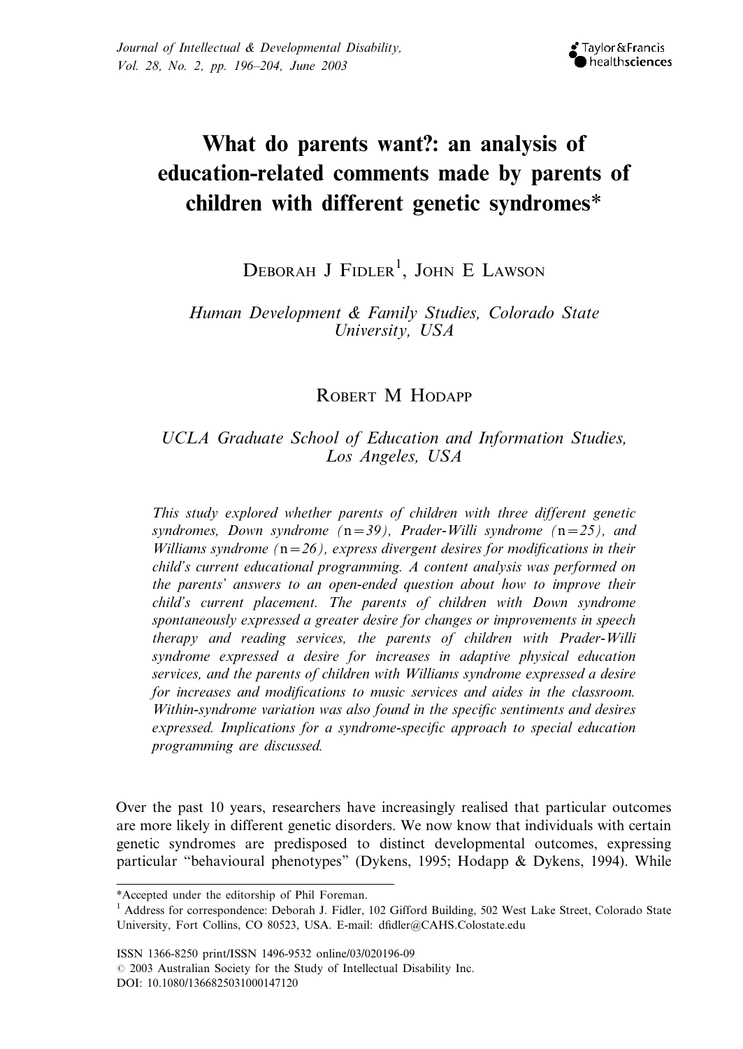# What do parents want?: an analysis of education-related comments made by parents of children with different genetic syndromes*

Deborah J Fidler[1], John E Lawson

*Human Development & Family Studies, Colorado State University, USA*

Robert M Hodapp

*UCLA Graduate School of Education and Information Studies, Los Angeles, USA*

*This study explored whether parents of children with three different genetic syndromes, Down syndrome (n=39), Prader-Willi syndrome (n=25), and Williams syndrome (n=26), express divergent desires for modifications in their child's current educational programming. A content analysis was performed on the parents' answers to an open-ended question about how to improve their child's current placement. The parents of children with Down syndrome spontaneously expressed a greater desire for changes or improvements in speech therapy and reading services, the parents of children with Prader-Willi syndrome expressed a desire for increases in adaptive physical education services, and the parents of children with Williams syndrome expressed a desire for increases and modifications to music services and aides in the classroom. Within-syndrome variation was also found in the specific sentiments and desires expressed. Implications for a syndrome-specific approach to special education programming are discussed.*

Over the past 10 years, researchers have increasingly realised that particular outcomes are more likely in different genetic disorders. We now know that individuals with certain genetic syndromes are predisposed to distinct developmental outcomes, expressing particular "behavioural phenotypes" (Dykens, 1995; Hodapp & Dykens, 1994). While

---

*Accepted under the editorship of Phil Foreman.

[1] Address for correspondence: Deborah J. Fidler, 102 Gifford Building, 502 West Lake Street, Colorado State University, Fort Collins, CO 80523, USA. E-mail: dfidler@CAHS.Colostate.edu

ISSN 1366-8250 print/ISSN 1496-9532 online/03/020196-09
© 2003 Australian Society for the Study of Intellectual Disability Inc.
DOI: 10.1080/1366825031000147120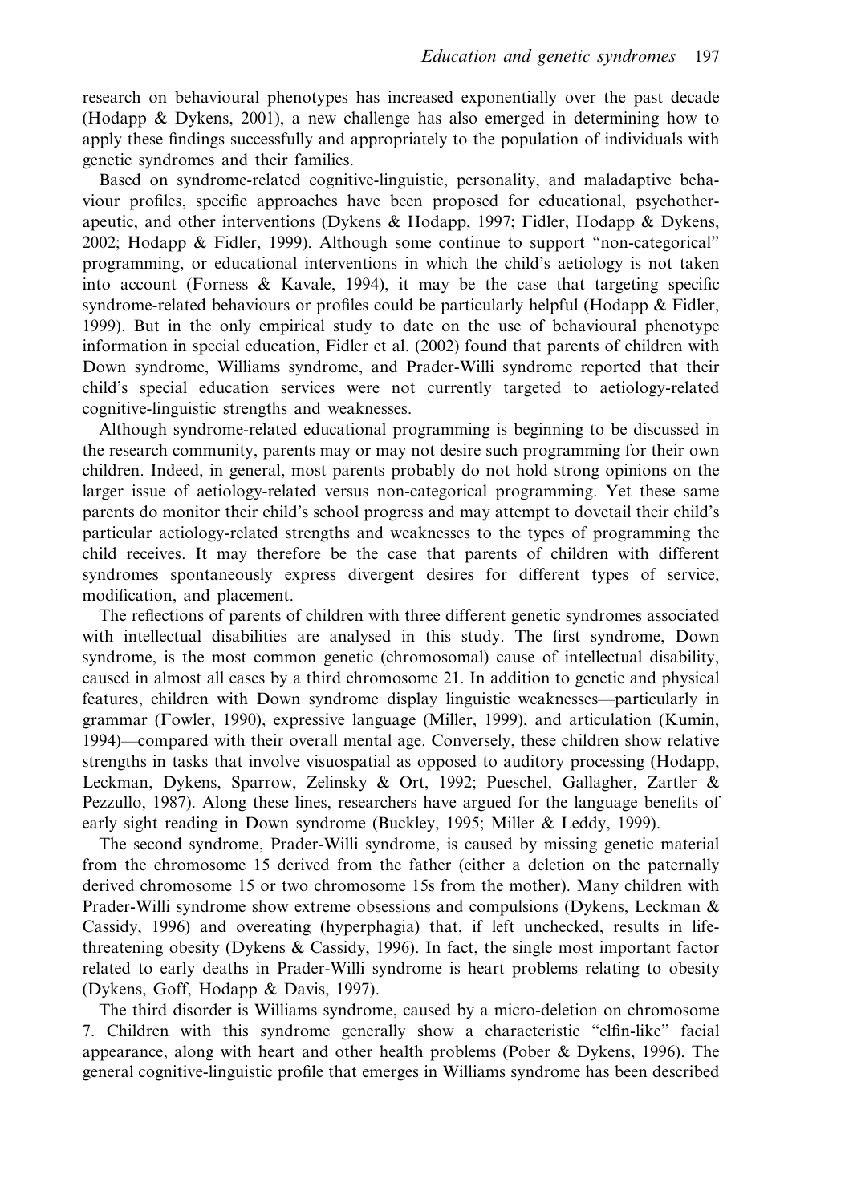research on behavioural phenotypes has increased exponentially over the past decade (Hodapp & Dykens, 2001), a new challenge has also emerged in determining how to apply these findings successfully and appropriately to the population of individuals with genetic syndromes and their families.

Based on syndrome-related cognitive-linguistic, personality, and maladaptive behaviour profiles, specific approaches have been proposed for educational, psychotherapeutic, and other interventions (Dykens & Hodapp, 1997; Fidler, Hodapp & Dykens, 2002; Hodapp & Fidler, 1999). Although some continue to support "non-categorical" programming, or educational interventions in which the child's aetiology is not taken into account (Forness & Kavale, 1994), it may be the case that targeting specific syndrome-related behaviours or profiles could be particularly helpful (Hodapp & Fidler, 1999). But in the only empirical study to date on the use of behavioural phenotype information in special education, Fidler et al. (2002) found that parents of children with Down syndrome, Williams syndrome, and Prader-Willi syndrome reported that their child's special education services were not currently targeted to aetiology-related cognitive-linguistic strengths and weaknesses.

Although syndrome-related educational programming is beginning to be discussed in the research community, parents may or may not desire such programming for their own children. Indeed, in general, most parents probably do not hold strong opinions on the larger issue of aetiology-related versus non-categorical programming. Yet these same parents do monitor their child's school progress and may attempt to dovetail their child's particular aetiology-related strengths and weaknesses to the types of programming the child receives. It may therefore be the case that parents of children with different syndromes spontaneously express divergent desires for different types of service, modification, and placement.

The reflections of parents of children with three different genetic syndromes associated with intellectual disabilities are analysed in this study. The first syndrome, Down syndrome, is the most common genetic (chromosomal) cause of intellectual disability, caused in almost all cases by a third chromosome 21. In addition to genetic and physical features, children with Down syndrome display linguistic weaknesses—particularly in grammar (Fowler, 1990), expressive language (Miller, 1999), and articulation (Kumin, 1994)—compared with their overall mental age. Conversely, these children show relative strengths in tasks that involve visuospatial as opposed to auditory processing (Hodapp, Leckman, Dykens, Sparrow, Zelinsky & Ort, 1992; Pueschel, Gallagher, Zartler & Pezzullo, 1987). Along these lines, researchers have argued for the language benefits of early sight reading in Down syndrome (Buckley, 1995; Miller & Leddy, 1999).

The second syndrome, Prader-Willi syndrome, is caused by missing genetic material from the chromosome 15 derived from the father (either a deletion on the paternally derived chromosome 15 or two chromosome 15s from the mother). Many children with Prader-Willi syndrome show extreme obsessions and compulsions (Dykens, Leckman & Cassidy, 1996) and overeating (hyperphagia) that, if left unchecked, results in life-threatening obesity (Dykens & Cassidy, 1996). In fact, the single most important factor related to early deaths in Prader-Willi syndrome is heart problems relating to obesity (Dykens, Goff, Hodapp & Davis, 1997).

The third disorder is Williams syndrome, caused by a micro-deletion on chromosome 7. Children with this syndrome generally show a characteristic "elfin-like" facial appearance, along with heart and other health problems (Pober & Dykens, 1996). The general cognitive-linguistic profile that emerges in Williams syndrome has been described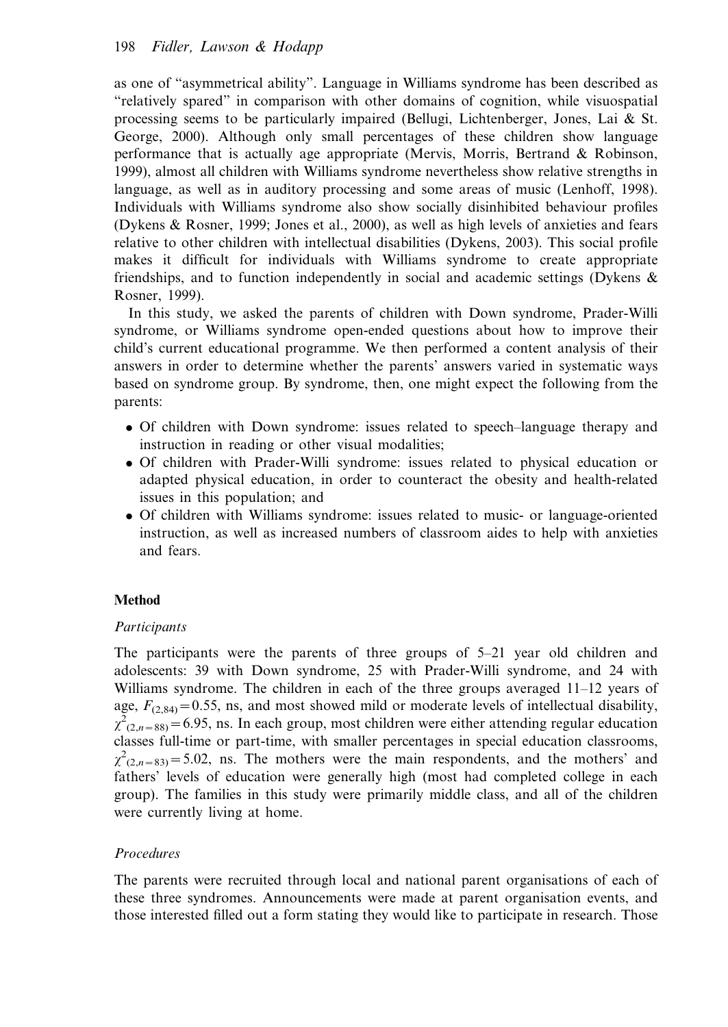as one of "asymmetrical ability". Language in Williams syndrome has been described as "relatively spared" in comparison with other domains of cognition, while visuospatial processing seems to be particularly impaired (Bellugi, Lichtenberger, Jones, Lai & St. George, 2000). Although only small percentages of these children show language performance that is actually age appropriate (Mervis, Morris, Bertrand & Robinson, 1999), almost all children with Williams syndrome nevertheless show relative strengths in language, as well as in auditory processing and some areas of music (Lenhoff, 1998). Individuals with Williams syndrome also show socially disinhibited behaviour profiles (Dykens & Rosner, 1999; Jones et al., 2000), as well as high levels of anxieties and fears relative to other children with intellectual disabilities (Dykens, 2003). This social profile makes it difficult for individuals with Williams syndrome to create appropriate friendships, and to function independently in social and academic settings (Dykens & Rosner, 1999).

In this study, we asked the parents of children with Down syndrome, Prader-Willi syndrome, or Williams syndrome open-ended questions about how to improve their child's current educational programme. We then performed a content analysis of their answers in order to determine whether the parents' answers varied in systematic ways based on syndrome group. By syndrome, then, one might expect the following from the parents:

- Of children with Down syndrome: issues related to speech–language therapy and instruction in reading or other visual modalities;
- Of children with Prader-Willi syndrome: issues related to physical education or adapted physical education, in order to counteract the obesity and health-related issues in this population; and
- Of children with Williams syndrome: issues related to music- or language-oriented instruction, as well as increased numbers of classroom aides to help with anxieties and fears.

## Method

### *Participants*

The participants were the parents of three groups of 5–21 year old children and adolescents: 39 with Down syndrome, 25 with Prader-Willi syndrome, and 24 with Williams syndrome. The children in each of the three groups averaged 11–12 years of age, $F_{(2,84)} = 0.55$, ns, and most showed mild or moderate levels of intellectual disability, $\chi^2_{(2,n=88)} = 6.95$, ns. In each group, most children were either attending regular education classes full-time or part-time, with smaller percentages in special education classrooms, $\chi^2_{(2,n=83)} = 5.02$, ns. The mothers were the main respondents, and the mothers' and fathers' levels of education were generally high (most had completed college in each group). The families in this study were primarily middle class, and all of the children were currently living at home.

### *Procedures*

The parents were recruited through local and national parent organisations of each of these three syndromes. Announcements were made at parent organisation events, and those interested filled out a form stating they would like to participate in research. Those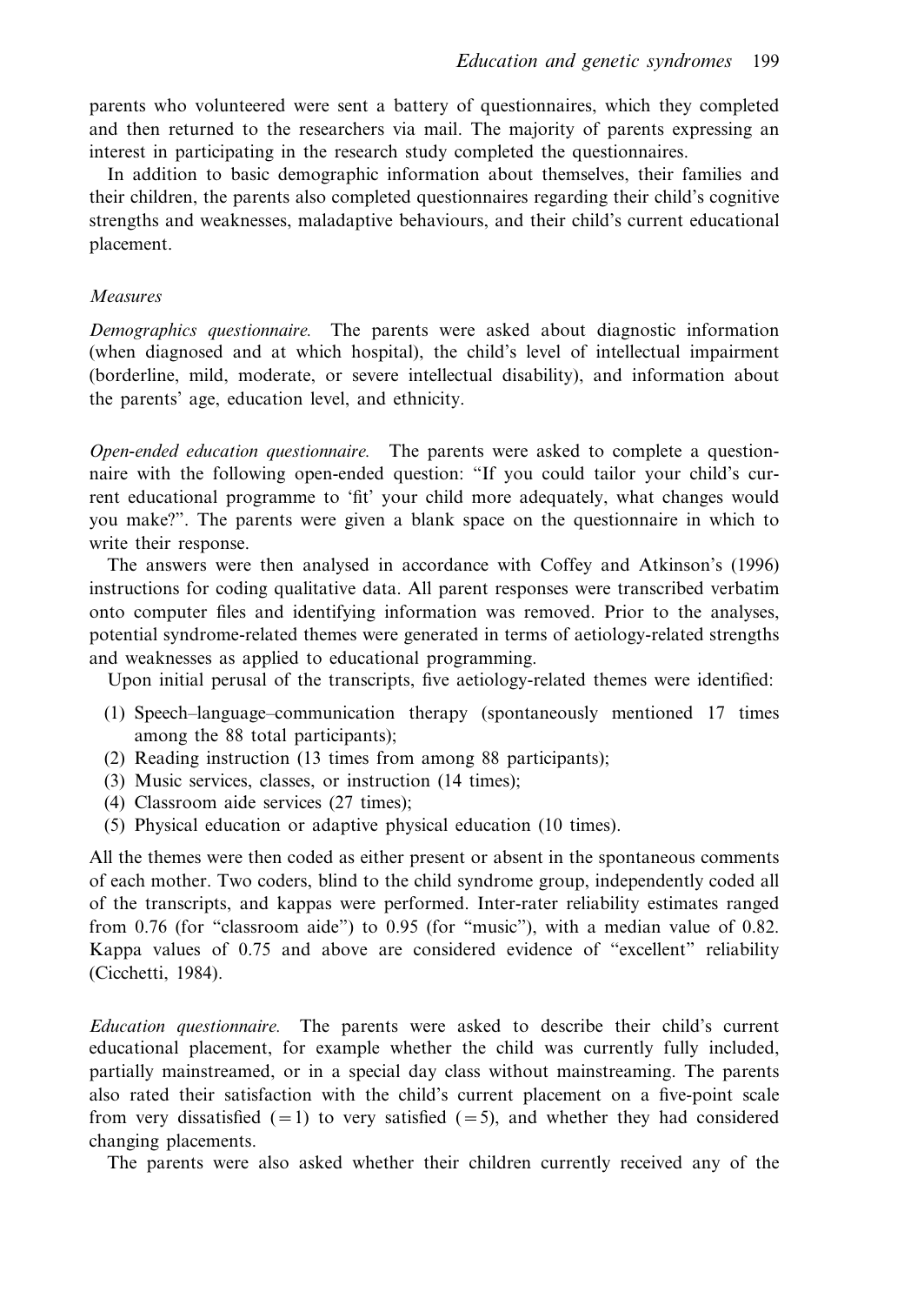parents who volunteered were sent a battery of questionnaires, which they completed and then returned to the researchers via mail. The majority of parents expressing an interest in participating in the research study completed the questionnaires.

In addition to basic demographic information about themselves, their families and their children, the parents also completed questionnaires regarding their child's cognitive strengths and weaknesses, maladaptive behaviours, and their child's current educational placement.

### *Measures*

*Demographics questionnaire.* The parents were asked about diagnostic information (when diagnosed and at which hospital), the child's level of intellectual impairment (borderline, mild, moderate, or severe intellectual disability), and information about the parents' age, education level, and ethnicity.

*Open-ended education questionnaire.* The parents were asked to complete a questionnaire with the following open-ended question: "If you could tailor your child's current educational programme to 'fit' your child more adequately, what changes would you make?". The parents were given a blank space on the questionnaire in which to write their response.

The answers were then analysed in accordance with Coffey and Atkinson's (1996) instructions for coding qualitative data. All parent responses were transcribed verbatim onto computer files and identifying information was removed. Prior to the analyses, potential syndrome-related themes were generated in terms of aetiology-related strengths and weaknesses as applied to educational programming.

Upon initial perusal of the transcripts, five aetiology-related themes were identified:

(1) Speech–language–communication therapy (spontaneously mentioned 17 times among the 88 total participants);
(2) Reading instruction (13 times from among 88 participants);
(3) Music services, classes, or instruction (14 times);
(4) Classroom aide services (27 times);
(5) Physical education or adaptive physical education (10 times).

All the themes were then coded as either present or absent in the spontaneous comments of each mother. Two coders, blind to the child syndrome group, independently coded all of the transcripts, and kappas were performed. Inter-rater reliability estimates ranged from 0.76 (for "classroom aide") to 0.95 (for "music"), with a median value of 0.82. Kappa values of 0.75 and above are considered evidence of "excellent" reliability (Cicchetti, 1984).

*Education questionnaire.* The parents were asked to describe their child's current educational placement, for example whether the child was currently fully included, partially mainstreamed, or in a special day class without mainstreaming. The parents also rated their satisfaction with the child's current placement on a five-point scale from very dissatisfied (= 1) to very satisfied (= 5), and whether they had considered changing placements.

The parents were also asked whether their children currently received any of the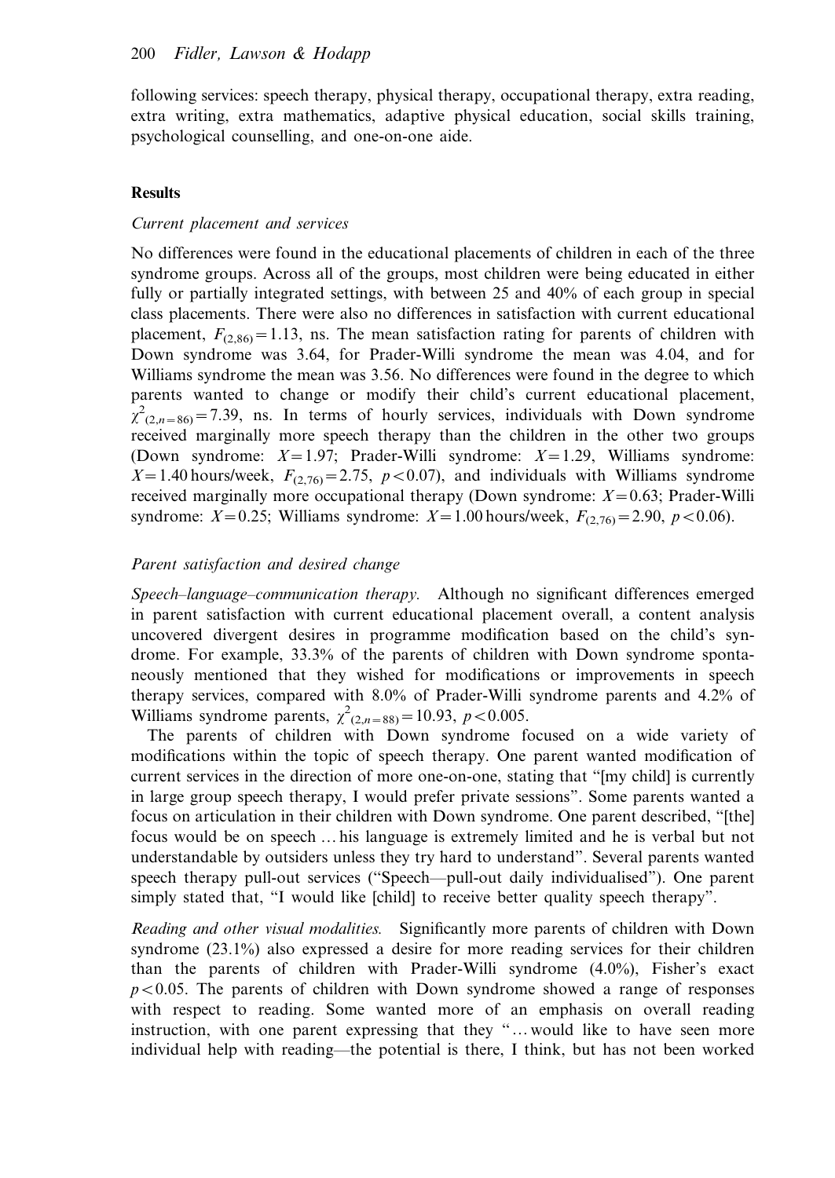following services: speech therapy, physical therapy, occupational therapy, extra reading, extra writing, extra mathematics, adaptive physical education, social skills training, psychological counselling, and one-on-one aide.

## Results

### *Current placement and services*

No differences were found in the educational placements of children in each of the three syndrome groups. Across all of the groups, most children were being educated in either fully or partially integrated settings, with between 25 and 40% of each group in special class placements. There were also no differences in satisfaction with current educational placement, $F_{(2,86)} = 1.13$, ns. The mean satisfaction rating for parents of children with Down syndrome was 3.64, for Prader-Willi syndrome the mean was 4.04, and for Williams syndrome the mean was 3.56. No differences were found in the degree to which parents wanted to change or modify their child's current educational placement, $\chi^2_{(2,n=86)} = 7.39$, ns. In terms of hourly services, individuals with Down syndrome received marginally more speech therapy than the children in the other two groups (Down syndrome: $X = 1.97$; Prader-Willi syndrome: $X = 1.29$, Williams syndrome: $X = 1.40$ hours/week, $F_{(2,76)} = 2.75$, $p < 0.07$), and individuals with Williams syndrome received marginally more occupational therapy (Down syndrome: $X = 0.63$; Prader-Willi syndrome: $X = 0.25$; Williams syndrome: $X = 1.00$ hours/week, $F_{(2,76)} = 2.90$, $p < 0.06$).

### *Parent satisfaction and desired change*

*Speech–language–communication therapy.* Although no significant differences emerged in parent satisfaction with current educational placement overall, a content analysis uncovered divergent desires in programme modification based on the child's syndrome. For example, 33.3% of the parents of children with Down syndrome spontaneously mentioned that they wished for modifications or improvements in speech therapy services, compared with 8.0% of Prader-Willi syndrome parents and 4.2% of Williams syndrome parents, $\chi^2_{(2,n=88)} = 10.93$, $p < 0.005$.

The parents of children with Down syndrome focused on a wide variety of modifications within the topic of speech therapy. One parent wanted modification of current services in the direction of more one-on-one, stating that "[my child] is currently in large group speech therapy, I would prefer private sessions". Some parents wanted a focus on articulation in their children with Down syndrome. One parent described, "[the] focus would be on speech … his language is extremely limited and he is verbal but not understandable by outsiders unless they try hard to understand". Several parents wanted speech therapy pull-out services ("Speech—pull-out daily individualised"). One parent simply stated that, "I would like [child] to receive better quality speech therapy".

*Reading and other visual modalities.* Significantly more parents of children with Down syndrome (23.1%) also expressed a desire for more reading services for their children than the parents of children with Prader-Willi syndrome (4.0%), Fisher's exact $p < 0.05$. The parents of children with Down syndrome showed a range of responses with respect to reading. Some wanted more of an emphasis on overall reading instruction, with one parent expressing that they "… would like to have seen more individual help with reading—the potential is there, I think, but has not been worked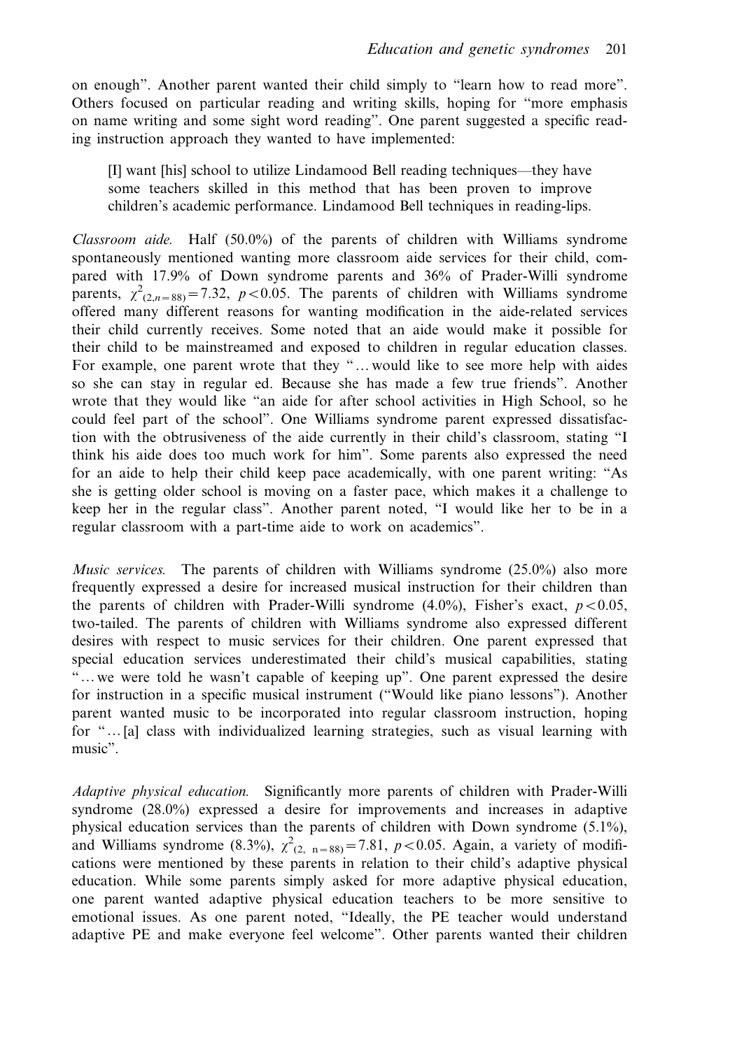on enough". Another parent wanted their child simply to "learn how to read more". Others focused on particular reading and writing skills, hoping for "more emphasis on name writing and some sight word reading". One parent suggested a specific reading instruction approach they wanted to have implemented:

> [I] want [his] school to utilize Lindamood Bell reading techniques—they have some teachers skilled in this method that has been proven to improve children's academic performance. Lindamood Bell techniques in reading-lips.

*Classroom aide.* Half (50.0%) of the parents of children with Williams syndrome spontaneously mentioned wanting more classroom aide services for their child, compared with 17.9% of Down syndrome parents and 36% of Prader-Willi syndrome parents, $\chi^2_{(2,n=88)} = 7.32$, $p < 0.05$. The parents of children with Williams syndrome offered many different reasons for wanting modification in the aide-related services their child currently receives. Some noted that an aide would make it possible for their child to be mainstreamed and exposed to children in regular education classes. For example, one parent wrote that they "…would like to see more help with aides so she can stay in regular ed. Because she has made a few true friends". Another wrote that they would like "an aide for after school activities in High School, so he could feel part of the school". One Williams syndrome parent expressed dissatisfaction with the obtrusiveness of the aide currently in their child's classroom, stating "I think his aide does too much work for him". Some parents also expressed the need for an aide to help their child keep pace academically, with one parent writing: "As she is getting older school is moving on a faster pace, which makes it a challenge to keep her in the regular class". Another parent noted, "I would like her to be in a regular classroom with a part-time aide to work on academics".

*Music services.* The parents of children with Williams syndrome (25.0%) also more frequently expressed a desire for increased musical instruction for their children than the parents of children with Prader-Willi syndrome (4.0%), Fisher's exact, $p < 0.05$, two-tailed. The parents of children with Williams syndrome also expressed different desires with respect to music services for their children. One parent expressed that special education services underestimated their child's musical capabilities, stating "…we were told he wasn't capable of keeping up". One parent expressed the desire for instruction in a specific musical instrument ("Would like piano lessons"). Another parent wanted music to be incorporated into regular classroom instruction, hoping for "…[a] class with individualized learning strategies, such as visual learning with music".

*Adaptive physical education.* Significantly more parents of children with Prader-Willi syndrome (28.0%) expressed a desire for improvements and increases in adaptive physical education services than the parents of children with Down syndrome (5.1%), and Williams syndrome (8.3%), $\chi^2_{(2,\ n=88)} = 7.81$, $p < 0.05$. Again, a variety of modifications were mentioned by these parents in relation to their child's adaptive physical education. While some parents simply asked for more adaptive physical education, one parent wanted adaptive physical education teachers to be more sensitive to emotional issues. As one parent noted, "Ideally, the PE teacher would understand adaptive PE and make everyone feel welcome". Other parents wanted their children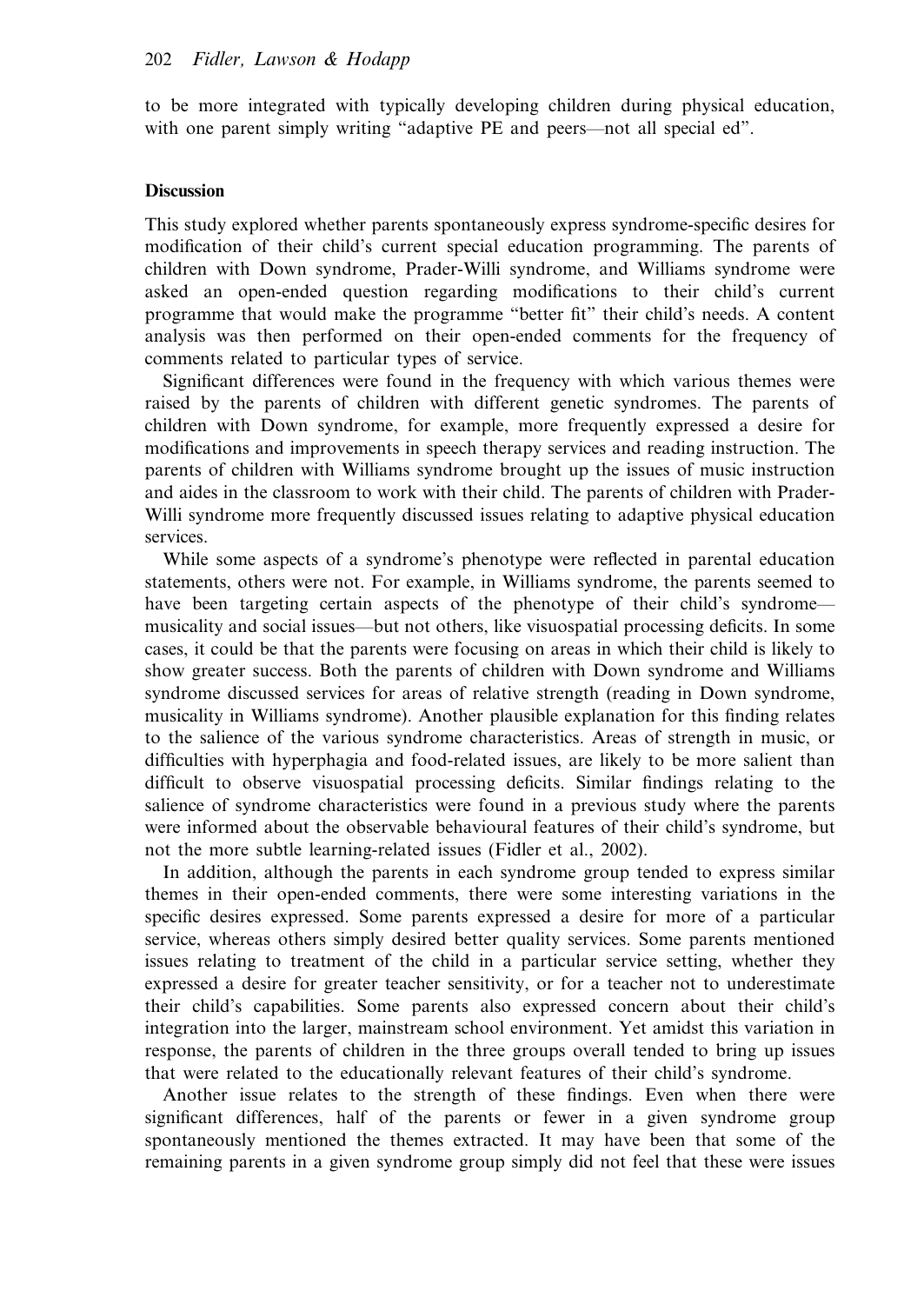to be more integrated with typically developing children during physical education, with one parent simply writing "adaptive PE and peers—not all special ed".

## Discussion

This study explored whether parents spontaneously express syndrome-specific desires for modification of their child's current special education programming. The parents of children with Down syndrome, Prader-Willi syndrome, and Williams syndrome were asked an open-ended question regarding modifications to their child's current programme that would make the programme "better fit" their child's needs. A content analysis was then performed on their open-ended comments for the frequency of comments related to particular types of service.

Significant differences were found in the frequency with which various themes were raised by the parents of children with different genetic syndromes. The parents of children with Down syndrome, for example, more frequently expressed a desire for modifications and improvements in speech therapy services and reading instruction. The parents of children with Williams syndrome brought up the issues of music instruction and aides in the classroom to work with their child. The parents of children with Prader-Willi syndrome more frequently discussed issues relating to adaptive physical education services.

While some aspects of a syndrome's phenotype were reflected in parental education statements, others were not. For example, in Williams syndrome, the parents seemed to have been targeting certain aspects of the phenotype of their child's syndrome—musicality and social issues—but not others, like visuospatial processing deficits. In some cases, it could be that the parents were focusing on areas in which their child is likely to show greater success. Both the parents of children with Down syndrome and Williams syndrome discussed services for areas of relative strength (reading in Down syndrome, musicality in Williams syndrome). Another plausible explanation for this finding relates to the salience of the various syndrome characteristics. Areas of strength in music, or difficulties with hyperphagia and food-related issues, are likely to be more salient than difficult to observe visuospatial processing deficits. Similar findings relating to the salience of syndrome characteristics were found in a previous study where the parents were informed about the observable behavioural features of their child's syndrome, but not the more subtle learning-related issues (Fidler et al., 2002).

In addition, although the parents in each syndrome group tended to express similar themes in their open-ended comments, there were some interesting variations in the specific desires expressed. Some parents expressed a desire for more of a particular service, whereas others simply desired better quality services. Some parents mentioned issues relating to treatment of the child in a particular service setting, whether they expressed a desire for greater teacher sensitivity, or for a teacher not to underestimate their child's capabilities. Some parents also expressed concern about their child's integration into the larger, mainstream school environment. Yet amidst this variation in response, the parents of children in the three groups overall tended to bring up issues that were related to the educationally relevant features of their child's syndrome.

Another issue relates to the strength of these findings. Even when there were significant differences, half of the parents or fewer in a given syndrome group spontaneously mentioned the themes extracted. It may have been that some of the remaining parents in a given syndrome group simply did not feel that these were issues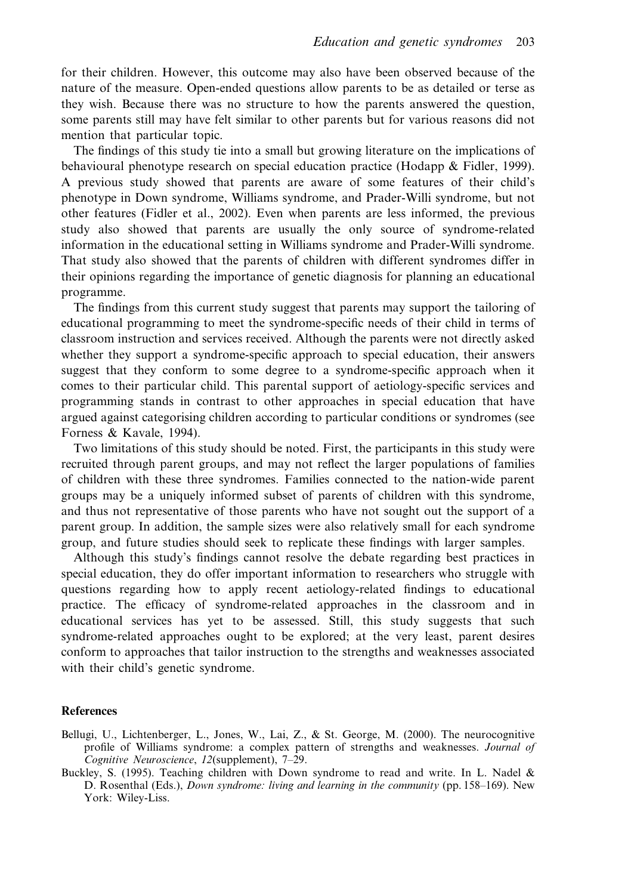for their children. However, this outcome may also have been observed because of the nature of the measure. Open-ended questions allow parents to be as detailed or terse as they wish. Because there was no structure to how the parents answered the question, some parents still may have felt similar to other parents but for various reasons did not mention that particular topic.

The findings of this study tie into a small but growing literature on the implications of behavioural phenotype research on special education practice (Hodapp & Fidler, 1999). A previous study showed that parents are aware of some features of their child's phenotype in Down syndrome, Williams syndrome, and Prader-Willi syndrome, but not other features (Fidler et al., 2002). Even when parents are less informed, the previous study also showed that parents are usually the only source of syndrome-related information in the educational setting in Williams syndrome and Prader-Willi syndrome. That study also showed that the parents of children with different syndromes differ in their opinions regarding the importance of genetic diagnosis for planning an educational programme.

The findings from this current study suggest that parents may support the tailoring of educational programming to meet the syndrome-specific needs of their child in terms of classroom instruction and services received. Although the parents were not directly asked whether they support a syndrome-specific approach to special education, their answers suggest that they conform to some degree to a syndrome-specific approach when it comes to their particular child. This parental support of aetiology-specific services and programming stands in contrast to other approaches in special education that have argued against categorising children according to particular conditions or syndromes (see Forness & Kavale, 1994).

Two limitations of this study should be noted. First, the participants in this study were recruited through parent groups, and may not reflect the larger populations of families of children with these three syndromes. Families connected to the nation-wide parent groups may be a uniquely informed subset of parents of children with this syndrome, and thus not representative of those parents who have not sought out the support of a parent group. In addition, the sample sizes were also relatively small for each syndrome group, and future studies should seek to replicate these findings with larger samples.

Although this study's findings cannot resolve the debate regarding best practices in special education, they do offer important information to researchers who struggle with questions regarding how to apply recent aetiology-related findings to educational practice. The efficacy of syndrome-related approaches in the classroom and in educational services has yet to be assessed. Still, this study suggests that such syndrome-related approaches ought to be explored; at the very least, parent desires conform to approaches that tailor instruction to the strengths and weaknesses associated with their child's genetic syndrome.

## References

Bellugi, U., Lichtenberger, L., Jones, W., Lai, Z., & St. George, M. (2000). The neurocognitive profile of Williams syndrome: a complex pattern of strengths and weaknesses. *Journal of Cognitive Neuroscience*, *12*(supplement), 7–29.

Buckley, S. (1995). Teaching children with Down syndrome to read and write. In L. Nadel & D. Rosenthal (Eds.), *Down syndrome: living and learning in the community* (pp. 158–169). New York: Wiley-Liss.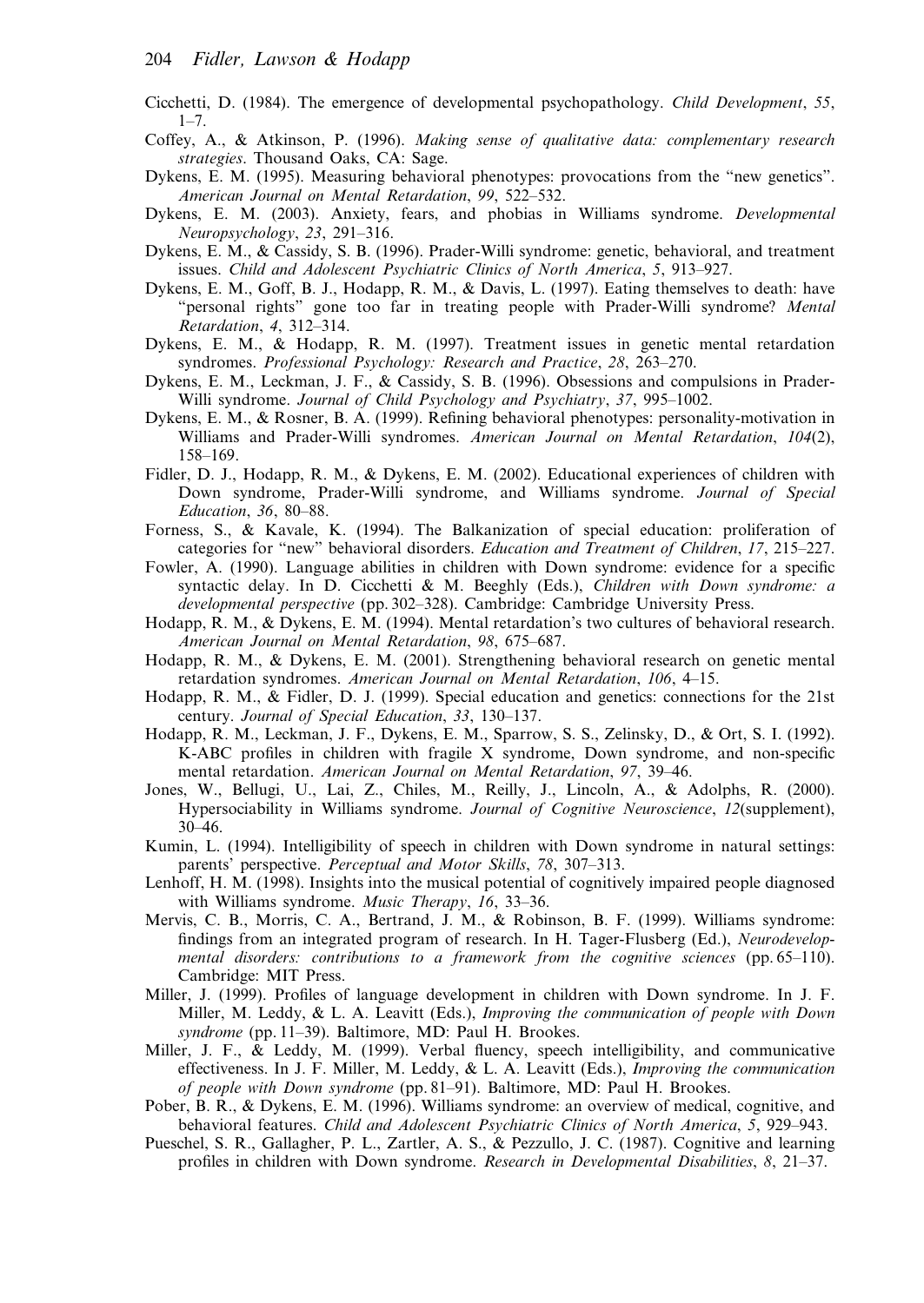Cicchetti, D. (1984). The emergence of developmental psychopathology. *Child Development*, *55*, 1–7.

Coffey, A., & Atkinson, P. (1996). *Making sense of qualitative data: complementary research strategies*. Thousand Oaks, CA: Sage.

Dykens, E. M. (1995). Measuring behavioral phenotypes: provocations from the "new genetics". *American Journal on Mental Retardation*, *99*, 522–532.

Dykens, E. M. (2003). Anxiety, fears, and phobias in Williams syndrome. *Developmental Neuropsychology*, *23*, 291–316.

Dykens, E. M., & Cassidy, S. B. (1996). Prader-Willi syndrome: genetic, behavioral, and treatment issues. *Child and Adolescent Psychiatric Clinics of North America*, *5*, 913–927.

Dykens, E. M., Goff, B. J., Hodapp, R. M., & Davis, L. (1997). Eating themselves to death: have "personal rights" gone too far in treating people with Prader-Willi syndrome? *Mental Retardation*, *4*, 312–314.

Dykens, E. M., & Hodapp, R. M. (1997). Treatment issues in genetic mental retardation syndromes. *Professional Psychology: Research and Practice*, *28*, 263–270.

Dykens, E. M., Leckman, J. F., & Cassidy, S. B. (1996). Obsessions and compulsions in Prader-Willi syndrome. *Journal of Child Psychology and Psychiatry*, *37*, 995–1002.

Dykens, E. M., & Rosner, B. A. (1999). Refining behavioral phenotypes: personality-motivation in Williams and Prader-Willi syndromes. *American Journal on Mental Retardation*, *104*(2), 158–169.

Fidler, D. J., Hodapp, R. M., & Dykens, E. M. (2002). Educational experiences of children with Down syndrome, Prader-Willi syndrome, and Williams syndrome. *Journal of Special Education*, *36*, 80–88.

Forness, S., & Kavale, K. (1994). The Balkanization of special education: proliferation of categories for "new" behavioral disorders. *Education and Treatment of Children*, *17*, 215–227.

Fowler, A. (1990). Language abilities in children with Down syndrome: evidence for a specific syntactic delay. In D. Cicchetti & M. Beeghly (Eds.), *Children with Down syndrome: a developmental perspective* (pp. 302–328). Cambridge: Cambridge University Press.

Hodapp, R. M., & Dykens, E. M. (1994). Mental retardation's two cultures of behavioral research. *American Journal on Mental Retardation*, *98*, 675–687.

Hodapp, R. M., & Dykens, E. M. (2001). Strengthening behavioral research on genetic mental retardation syndromes. *American Journal on Mental Retardation*, *106*, 4–15.

Hodapp, R. M., & Fidler, D. J. (1999). Special education and genetics: connections for the 21st century. *Journal of Special Education*, *33*, 130–137.

Hodapp, R. M., Leckman, J. F., Dykens, E. M., Sparrow, S. S., Zelinsky, D., & Ort, S. I. (1992). K-ABC profiles in children with fragile X syndrome, Down syndrome, and non-specific mental retardation. *American Journal on Mental Retardation*, *97*, 39–46.

Jones, W., Bellugi, U., Lai, Z., Chiles, M., Reilly, J., Lincoln, A., & Adolphs, R. (2000). Hypersociability in Williams syndrome. *Journal of Cognitive Neuroscience*, *12*(supplement), 30–46.

Kumin, L. (1994). Intelligibility of speech in children with Down syndrome in natural settings: parents' perspective. *Perceptual and Motor Skills*, *78*, 307–313.

Lenhoff, H. M. (1998). Insights into the musical potential of cognitively impaired people diagnosed with Williams syndrome. *Music Therapy*, *16*, 33–36.

Mervis, C. B., Morris, C. A., Bertrand, J. M., & Robinson, B. F. (1999). Williams syndrome: findings from an integrated program of research. In H. Tager-Flusberg (Ed.), *Neurodevelopmental disorders: contributions to a framework from the cognitive sciences* (pp. 65–110). Cambridge: MIT Press.

Miller, J. (1999). Profiles of language development in children with Down syndrome. In J. F. Miller, M. Leddy, & L. A. Leavitt (Eds.), *Improving the communication of people with Down syndrome* (pp. 11–39). Baltimore, MD: Paul H. Brookes.

Miller, J. F., & Leddy, M. (1999). Verbal fluency, speech intelligibility, and communicative effectiveness. In J. F. Miller, M. Leddy, & L. A. Leavitt (Eds.), *Improving the communication of people with Down syndrome* (pp. 81–91). Baltimore, MD: Paul H. Brookes.

Pober, B. R., & Dykens, E. M. (1996). Williams syndrome: an overview of medical, cognitive, and behavioral features. *Child and Adolescent Psychiatric Clinics of North America*, *5*, 929–943.

Pueschel, S. R., Gallagher, P. L., Zartler, A. S., & Pezzullo, J. C. (1987). Cognitive and learning profiles in children with Down syndrome. *Research in Developmental Disabilities*, *8*, 21–37.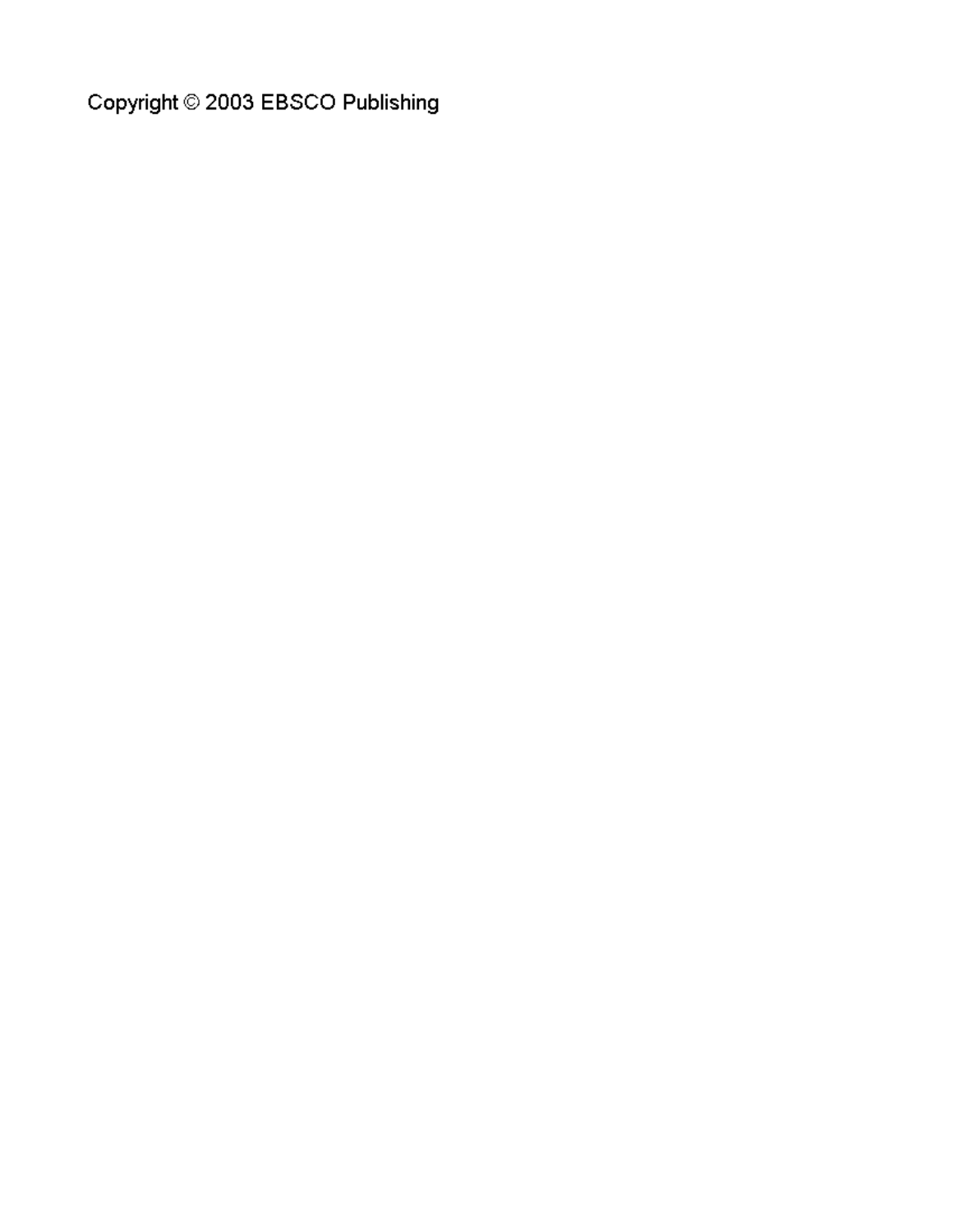Copyright © 2003 EBSCO Publishing